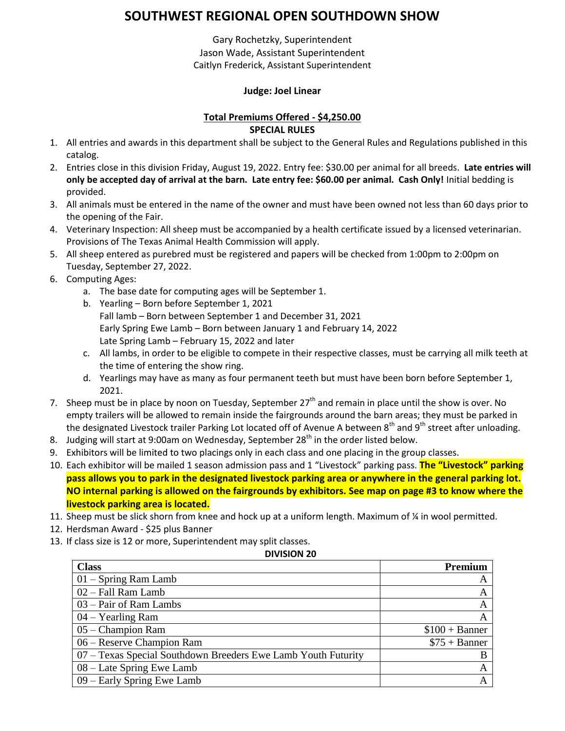# SOUTHWEST REGIONAL OPEN SOUTHDOWN SHOW

Gary Rochetzky, Superintendent
Jason Wade, Assistant Superintendent
Caitlyn Frederick, Assistant Superintendent

**Judge: Joel Linear**

**Total Premiums Offered - $4,250.00**

**SPECIAL RULES**

1. All entries and awards in this department shall be subject to the General Rules and Regulations published in this catalog.
2. Entries close in this division Friday, August 19, 2022. Entry fee: $30.00 per animal for all breeds. **Late entries will only be accepted day of arrival at the barn. Late entry fee: $60.00 per animal. Cash Only!** Initial bedding is provided.
3. All animals must be entered in the name of the owner and must have been owned not less than 60 days prior to the opening of the Fair.
4. Veterinary Inspection: All sheep must be accompanied by a health certificate issued by a licensed veterinarian. Provisions of The Texas Animal Health Commission will apply.
5. All sheep entered as purebred must be registered and papers will be checked from 1:00pm to 2:00pm on Tuesday, September 27, 2022.
6. Computing Ages:
   a. The base date for computing ages will be September 1.
   b. Yearling – Born before September 1, 2021
      Fall lamb – Born between September 1 and December 31, 2021
      Early Spring Ewe Lamb – Born between January 1 and February 14, 2022
      Late Spring Lamb – February 15, 2022 and later
   c. All lambs, in order to be eligible to compete in their respective classes, must be carrying all milk teeth at the time of entering the show ring.
   d. Yearlings may have as many as four permanent teeth but must have been born before September 1, 2021.
7. Sheep must be in place by noon on Tuesday, September 27th and remain in place until the show is over. No empty trailers will be allowed to remain inside the fairgrounds around the barn areas; they must be parked in the designated Livestock trailer Parking Lot located off of Avenue A between 8th and 9th street after unloading.
8. Judging will start at 9:00am on Wednesday, September 28th in the order listed below.
9. Exhibitors will be limited to two placings only in each class and one placing in the group classes.
10. Each exhibitor will be mailed 1 season admission pass and 1 "Livestock" parking pass. **The "Livestock" parking pass allows you to park in the designated livestock parking area or anywhere in the general parking lot. NO internal parking is allowed on the fairgrounds by exhibitors. See map on page #3 to know where the livestock parking area is located.**
11. Sheep must be slick shorn from knee and hock up at a uniform length. Maximum of ¼ in wool permitted.
12. Herdsman Award - $25 plus Banner
13. If class size is 12 or more, Superintendent may split classes.

**DIVISION 20**

| Class | Premium |
|---|---|
| 01 – Spring Ram Lamb | A |
| 02 – Fall Ram Lamb | A |
| 03 – Pair of Ram Lambs | A |
| 04 – Yearling Ram | A |
| 05 – Champion Ram | $100 + Banner |
| 06 – Reserve Champion Ram | $75 + Banner |
| 07 – Texas Special Southdown Breeders Ewe Lamb Youth Futurity | B |
| 08 – Late Spring Ewe Lamb | A |
| 09 – Early Spring Ewe Lamb | A |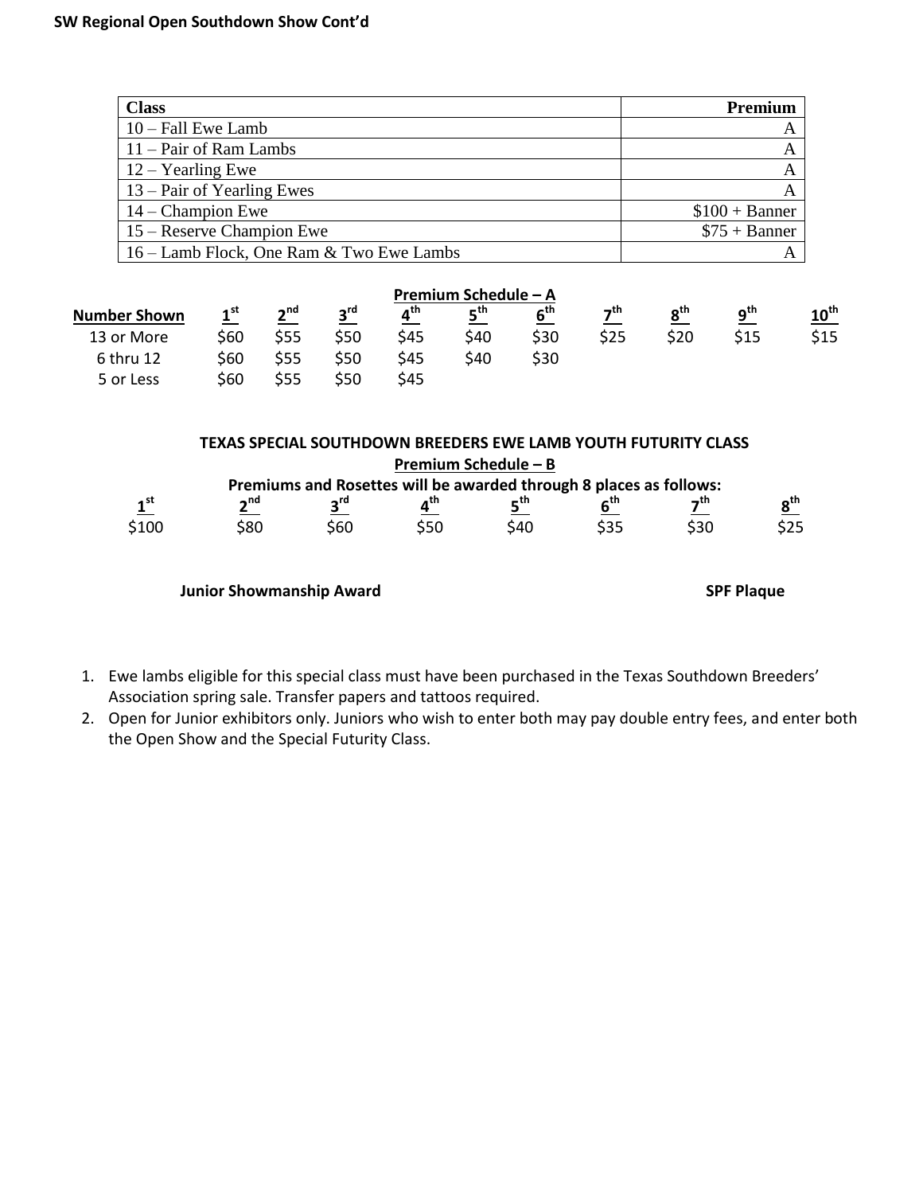**SW Regional Open Southdown Show Cont'd**

| Class | Premium |
|---|---|
| 10 – Fall Ewe Lamb | A |
| 11 – Pair of Ram Lambs | A |
| 12 – Yearling Ewe | A |
| 13 – Pair of Yearling Ewes | A |
| 14 – Champion Ewe | $100 + Banner |
| 15 – Reserve Champion Ewe | $75 + Banner |
| 16 – Lamb Flock, One Ram & Two Ewe Lambs | A |

**Premium Schedule – A**

| Number Shown | 1st | 2nd | 3rd | 4th | 5th | 6th | 7th | 8th | 9th | 10th |
|---|---|---|---|---|---|---|---|---|---|---|
| 13 or More | $60 | $55 | $50 | $45 | $40 | $30 | $25 | $20 | $15 | $15 |
| 6 thru 12 | $60 | $55 | $50 | $45 | $40 | $30 | | | | |
| 5 or Less | $60 | $55 | $50 | $45 | | | | | | |

**TEXAS SPECIAL SOUTHDOWN BREEDERS EWE LAMB YOUTH FUTURITY CLASS**

**Premium Schedule – B**

**Premiums and Rosettes will be awarded through 8 places as follows:**

| 1st | 2nd | 3rd | 4th | 5th | 6th | 7th | 8th |
|---|---|---|---|---|---|---|---|
| $100 | $80 | $60 | $50 | $40 | $35 | $30 | $25 |

**Junior Showmanship Award** — **SPF Plaque**

1. Ewe lambs eligible for this special class must have been purchased in the Texas Southdown Breeders' Association spring sale. Transfer papers and tattoos required.
2. Open for Junior exhibitors only. Juniors who wish to enter both may pay double entry fees, and enter both the Open Show and the Special Futurity Class.